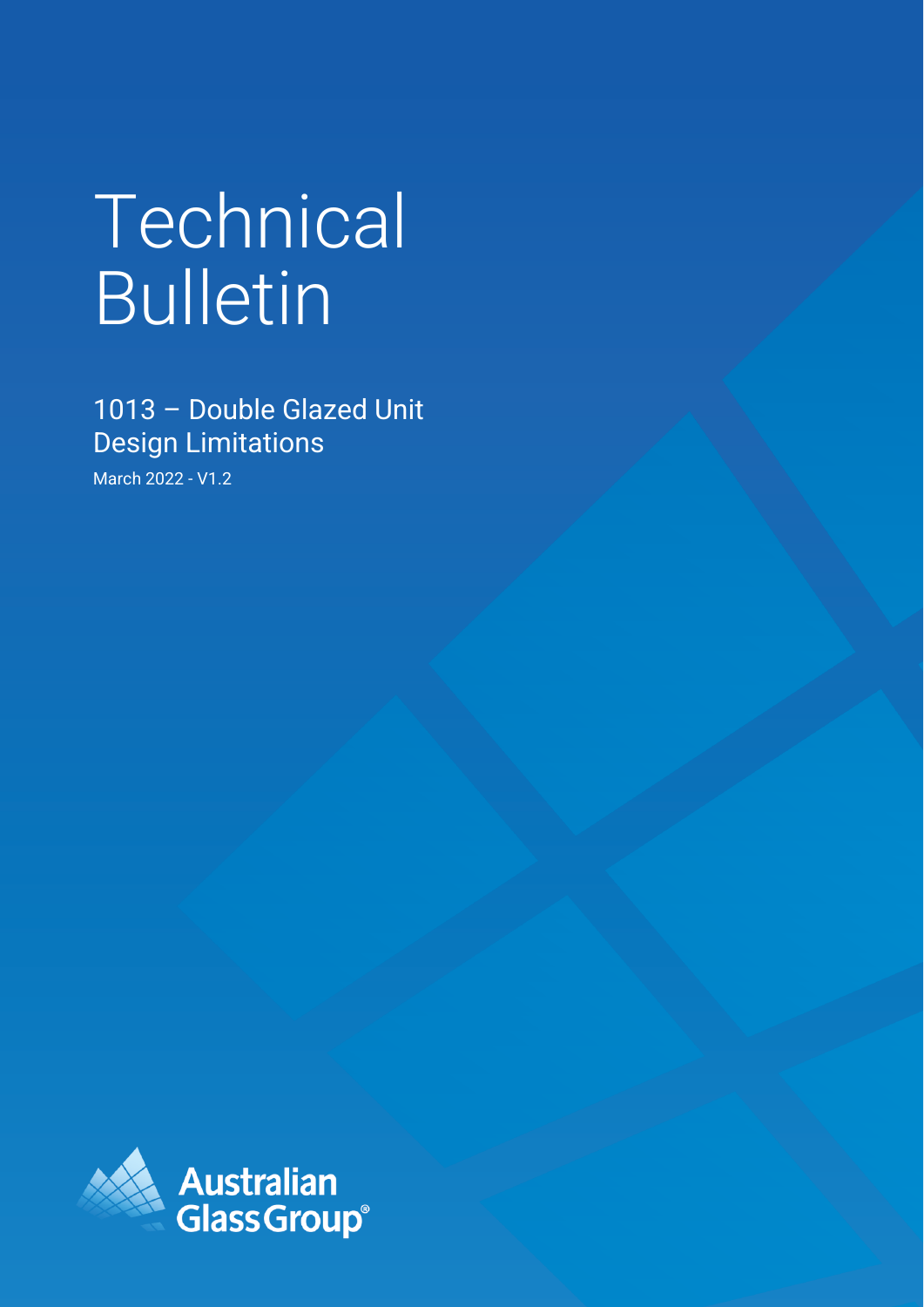# Technical Bulletin

## 1013 – Double Glazed Unit Design Limitations

March 2022 - V1.2

Australian Glass Group®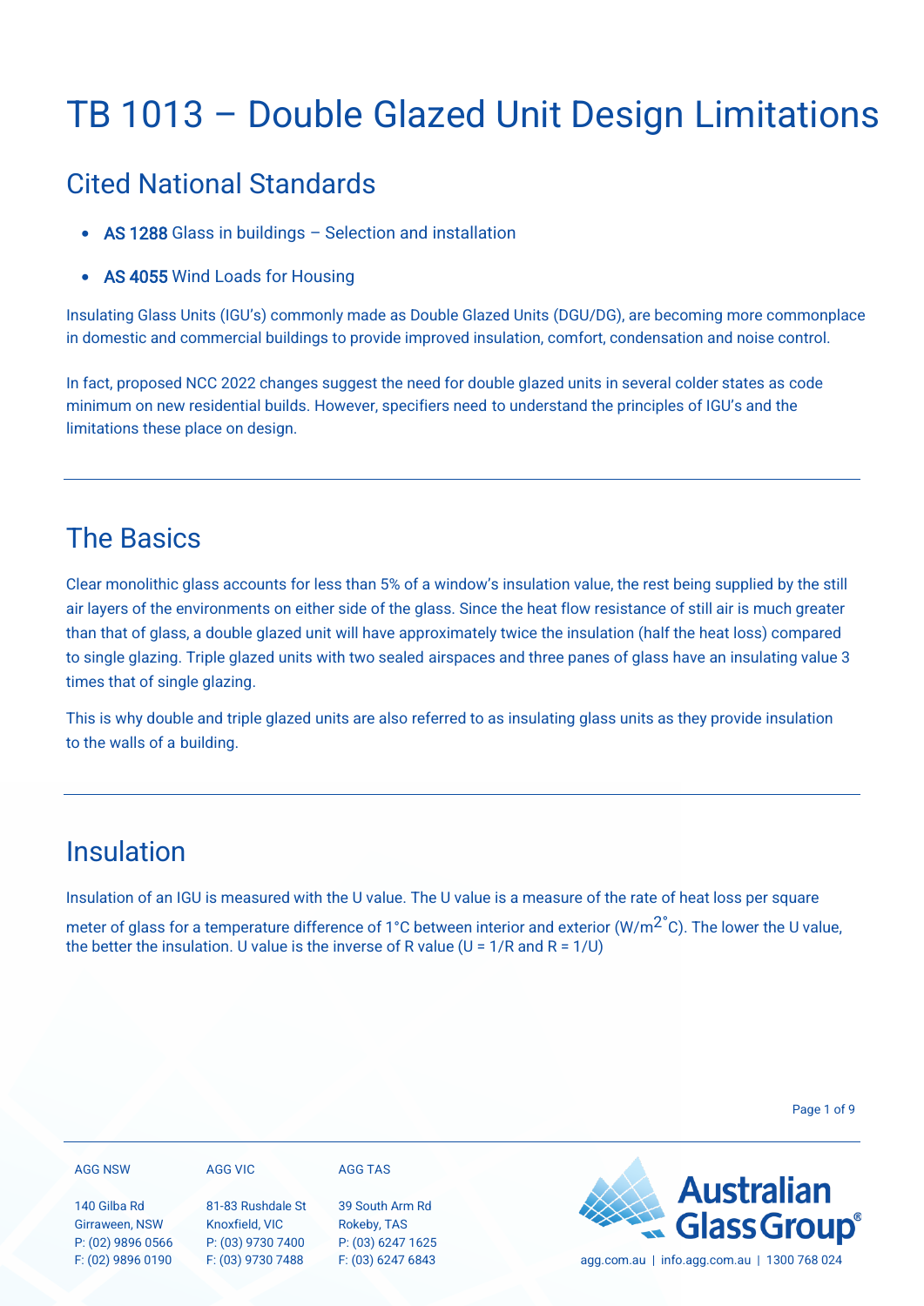# TB 1013 – Double Glazed Unit Design Limitations

## Cited National Standards

- AS 1288 Glass in buildings – Selection and installation
- AS 4055 Wind Loads for Housing

Insulating Glass Units (IGU's) commonly made as Double Glazed Units (DGU/DG), are becoming more commonplace in domestic and commercial buildings to provide improved insulation, comfort, condensation and noise control.

In fact, proposed NCC 2022 changes suggest the need for double glazed units in several colder states as code minimum on new residential builds. However, specifiers need to understand the principles of IGU's and the limitations these place on design.

---

## The Basics

Clear monolithic glass accounts for less than 5% of a window's insulation value, the rest being supplied by the still air layers of the environments on either side of the glass. Since the heat flow resistance of still air is much greater than that of glass, a double glazed unit will have approximately twice the insulation (half the heat loss) compared to single glazing. Triple glazed units with two sealed airspaces and three panes of glass have an insulating value 3 times that of single glazing.

This is why double and triple glazed units are also referred to as insulating glass units as they provide insulation to the walls of a building.

---

## Insulation

Insulation of an IGU is measured with the U value. The U value is a measure of the rate of heat loss per square meter of glass for a temperature difference of 1°C between interior and exterior ($W/m^{2\circ}C$). The lower the U value, the better the insulation. U value is the inverse of R value ($U = 1/R$ and $R = 1/U$)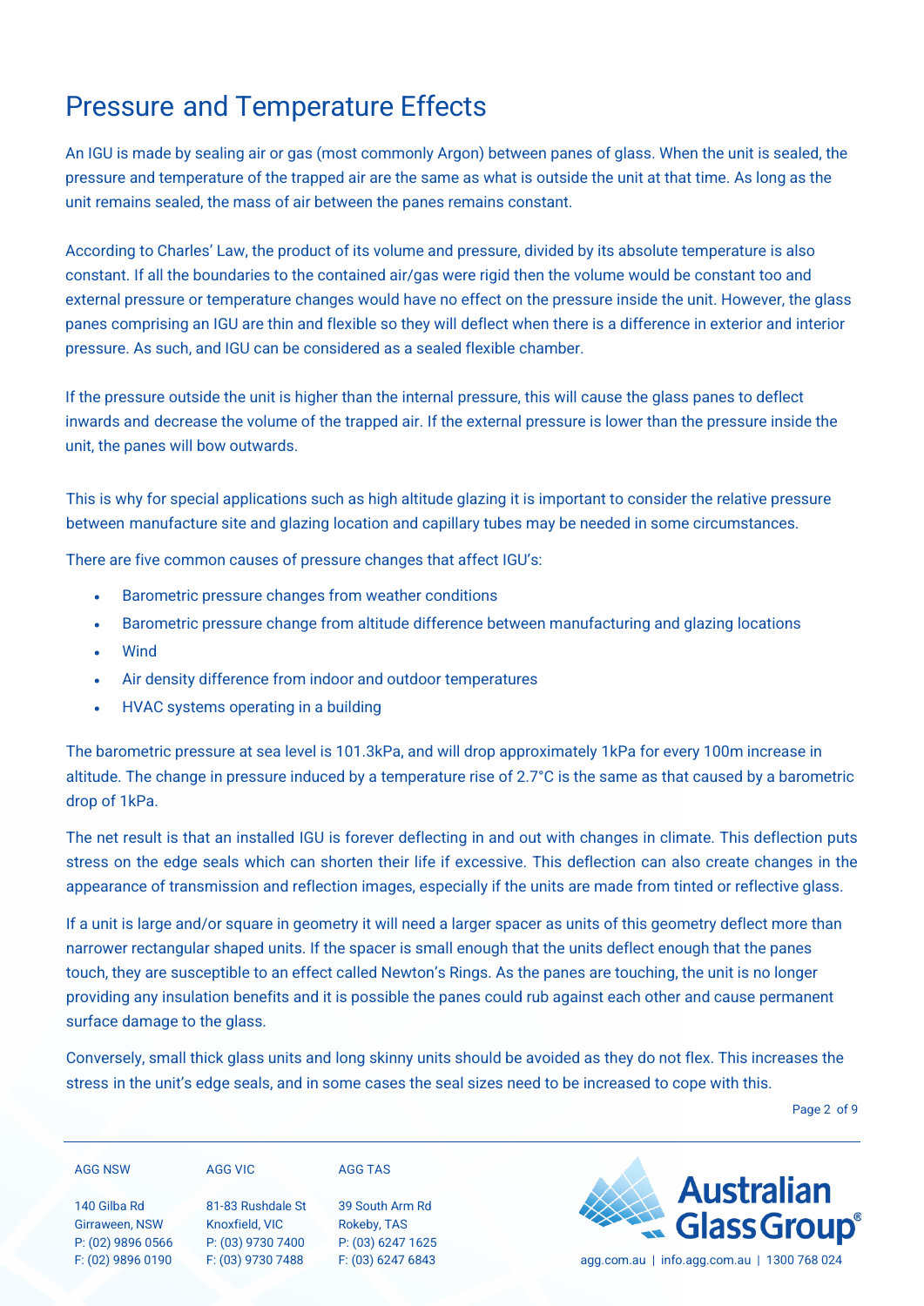# Pressure and Temperature Effects

An IGU is made by sealing air or gas (most commonly Argon) between panes of glass. When the unit is sealed, the pressure and temperature of the trapped air are the same as what is outside the unit at that time. As long as the unit remains sealed, the mass of air between the panes remains constant.

According to Charles' Law, the product of its volume and pressure, divided by its absolute temperature is also constant. If all the boundaries to the contained air/gas were rigid then the volume would be constant too and external pressure or temperature changes would have no effect on the pressure inside the unit. However, the glass panes comprising an IGU are thin and flexible so they will deflect when there is a difference in exterior and interior pressure. As such, and IGU can be considered as a sealed flexible chamber.

If the pressure outside the unit is higher than the internal pressure, this will cause the glass panes to deflect inwards and decrease the volume of the trapped air. If the external pressure is lower than the pressure inside the unit, the panes will bow outwards.

This is why for special applications such as high altitude glazing it is important to consider the relative pressure between manufacture site and glazing location and capillary tubes may be needed in some circumstances.

There are five common causes of pressure changes that affect IGU's:

- Barometric pressure changes from weather conditions
- Barometric pressure change from altitude difference between manufacturing and glazing locations
- Wind
- Air density difference from indoor and outdoor temperatures
- HVAC systems operating in a building

The barometric pressure at sea level is 101.3kPa, and will drop approximately 1kPa for every 100m increase in altitude. The change in pressure induced by a temperature rise of 2.7°C is the same as that caused by a barometric drop of 1kPa.

The net result is that an installed IGU is forever deflecting in and out with changes in climate. This deflection puts stress on the edge seals which can shorten their life if excessive. This deflection can also create changes in the appearance of transmission and reflection images, especially if the units are made from tinted or reflective glass.

If a unit is large and/or square in geometry it will need a larger spacer as units of this geometry deflect more than narrower rectangular shaped units. If the spacer is small enough that the units deflect enough that the panes touch, they are susceptible to an effect called Newton's Rings. As the panes are touching, the unit is no longer providing any insulation benefits and it is possible the panes could rub against each other and cause permanent surface damage to the glass.

Conversely, small thick glass units and long skinny units should be avoided as they do not flex. This increases the stress in the unit's edge seals, and in some cases the seal sizes need to be increased to cope with this.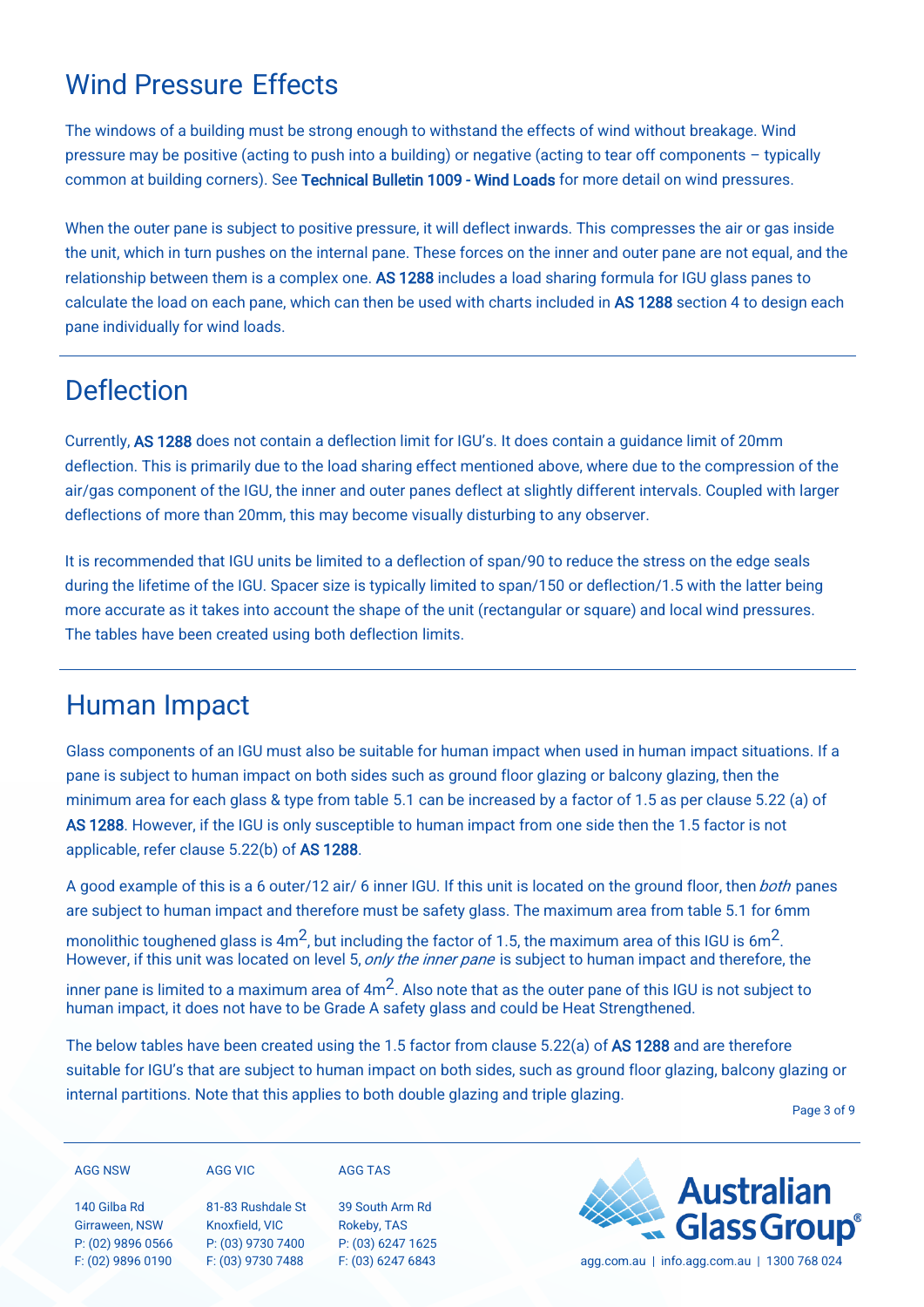## Wind Pressure Effects

The windows of a building must be strong enough to withstand the effects of wind without breakage. Wind pressure may be positive (acting to push into a building) or negative (acting to tear off components – typically common at building corners). See **Technical Bulletin 1009 - Wind Loads** for more detail on wind pressures.

When the outer pane is subject to positive pressure, it will deflect inwards. This compresses the air or gas inside the unit, which in turn pushes on the internal pane. These forces on the inner and outer pane are not equal, and the relationship between them is a complex one. **AS 1288** includes a load sharing formula for IGU glass panes to calculate the load on each pane, which can then be used with charts included in **AS 1288** section 4 to design each pane individually for wind loads.

## Deflection

Currently, **AS 1288** does not contain a deflection limit for IGU's. It does contain a guidance limit of 20mm deflection. This is primarily due to the load sharing effect mentioned above, where due to the compression of the air/gas component of the IGU, the inner and outer panes deflect at slightly different intervals. Coupled with larger deflections of more than 20mm, this may become visually disturbing to any observer.

It is recommended that IGU units be limited to a deflection of span/90 to reduce the stress on the edge seals during the lifetime of the IGU. Spacer size is typically limited to span/150 or deflection/1.5 with the latter being more accurate as it takes into account the shape of the unit (rectangular or square) and local wind pressures. The tables have been created using both deflection limits.

## Human Impact

Glass components of an IGU must also be suitable for human impact when used in human impact situations. If a pane is subject to human impact on both sides such as ground floor glazing or balcony glazing, then the minimum area for each glass & type from table 5.1 can be increased by a factor of 1.5 as per clause 5.22 (a) of **AS 1288**. However, if the IGU is only susceptible to human impact from one side then the 1.5 factor is not applicable, refer clause 5.22(b) of **AS 1288**.

A good example of this is a 6 outer/12 air/ 6 inner IGU. If this unit is located on the ground floor, then *both* panes are subject to human impact and therefore must be safety glass. The maximum area from table 5.1 for 6mm monolithic toughened glass is 4m$^2$, but including the factor of 1.5, the maximum area of this IGU is 6m$^2$. However, if this unit was located on level 5, *only the inner pane* is subject to human impact and therefore, the inner pane is limited to a maximum area of 4m$^2$. Also note that as the outer pane of this IGU is not subject to human impact, it does not have to be Grade A safety glass and could be Heat Strengthened.

The below tables have been created using the 1.5 factor from clause 5.22(a) of **AS 1288** and are therefore suitable for IGU's that are subject to human impact on both sides, such as ground floor glazing, balcony glazing or internal partitions. Note that this applies to both double glazing and triple glazing.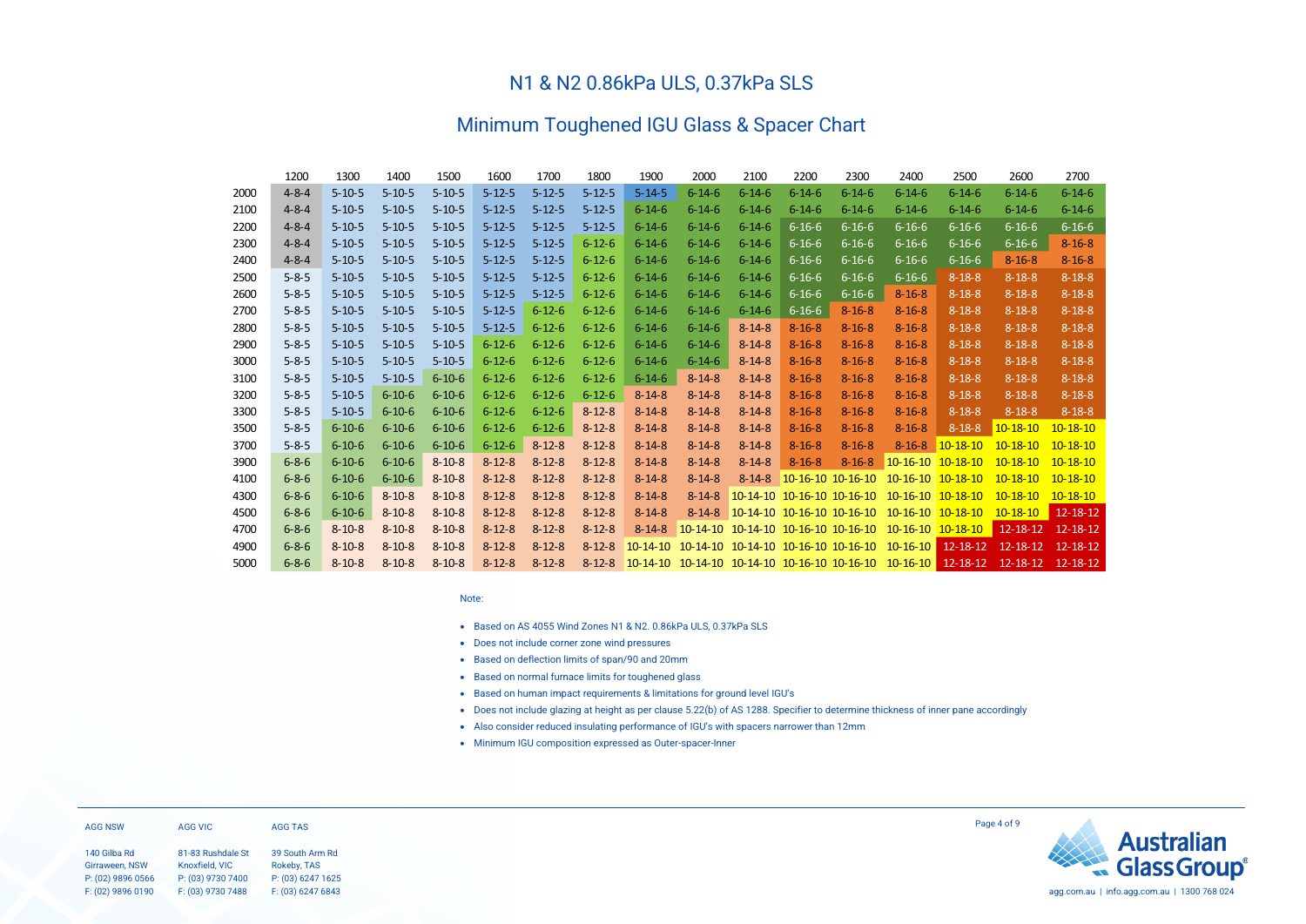# N1 & N2 0.86kPa ULS, 0.37kPa SLS

## Minimum Toughened IGU Glass & Spacer Chart

| | 1200 | 1300 | 1400 | 1500 | 1600 | 1700 | 1800 | 1900 | 2000 | 2100 | 2200 | 2300 | 2400 | 2500 | 2600 | 2700 |
|---|---|---|---|---|---|---|---|---|---|---|---|---|---|---|---|---|
| 2000 | 4-8-4 | 5-10-5 | 5-10-5 | 5-10-5 | 5-12-5 | 5-12-5 | 5-12-5 | 5-14-5 | 6-14-6 | 6-14-6 | 6-14-6 | 6-14-6 | 6-14-6 | 6-14-6 | 6-14-6 | 6-14-6 |
| 2100 | 4-8-4 | 5-10-5 | 5-10-5 | 5-10-5 | 5-12-5 | 5-12-5 | 5-12-5 | 6-14-6 | 6-14-6 | 6-14-6 | 6-14-6 | 6-14-6 | 6-14-6 | 6-14-6 | 6-14-6 | 6-14-6 |
| 2200 | 4-8-4 | 5-10-5 | 5-10-5 | 5-10-5 | 5-12-5 | 5-12-5 | 5-12-5 | 6-14-6 | 6-14-6 | 6-14-6 | 6-16-6 | 6-16-6 | 6-16-6 | 6-16-6 | 6-16-6 | 6-16-6 |
| 2300 | 4-8-4 | 5-10-5 | 5-10-5 | 5-10-5 | 5-12-5 | 5-12-5 | 6-12-6 | 6-14-6 | 6-14-6 | 6-14-6 | 6-16-6 | 6-16-6 | 6-16-6 | 6-16-6 | 6-16-6 | 8-16-8 |
| 2400 | 4-8-4 | 5-10-5 | 5-10-5 | 5-10-5 | 5-12-5 | 5-12-5 | 6-12-6 | 6-14-6 | 6-14-6 | 6-14-6 | 6-16-6 | 6-16-6 | 6-16-6 | 6-16-6 | 8-16-8 | 8-16-8 |
| 2500 | 5-8-5 | 5-10-5 | 5-10-5 | 5-10-5 | 5-12-5 | 5-12-5 | 6-12-6 | 6-14-6 | 6-14-6 | 6-14-6 | 6-16-6 | 6-16-6 | 6-16-6 | 8-18-8 | 8-18-8 | 8-18-8 |
| 2600 | 5-8-5 | 5-10-5 | 5-10-5 | 5-10-5 | 5-12-5 | 5-12-5 | 6-12-6 | 6-14-6 | 6-14-6 | 6-14-6 | 6-16-6 | 6-16-6 | 8-16-8 | 8-18-8 | 8-18-8 | 8-18-8 |
| 2700 | 5-8-5 | 5-10-5 | 5-10-5 | 5-10-5 | 5-12-5 | 6-12-6 | 6-12-6 | 6-14-6 | 6-14-6 | 6-14-6 | 6-16-6 | 8-16-8 | 8-16-8 | 8-18-8 | 8-18-8 | 8-18-8 |
| 2800 | 5-8-5 | 5-10-5 | 5-10-5 | 5-10-5 | 5-12-5 | 6-12-6 | 6-12-6 | 6-14-6 | 6-14-6 | 8-14-8 | 8-16-8 | 8-16-8 | 8-16-8 | 8-18-8 | 8-18-8 | 8-18-8 |
| 2900 | 5-8-5 | 5-10-5 | 5-10-5 | 5-10-5 | 6-12-6 | 6-12-6 | 6-12-6 | 6-14-6 | 6-14-6 | 8-14-8 | 8-16-8 | 8-16-8 | 8-16-8 | 8-18-8 | 8-18-8 | 8-18-8 |
| 3000 | 5-8-5 | 5-10-5 | 5-10-5 | 5-10-5 | 6-12-6 | 6-12-6 | 6-12-6 | 6-14-6 | 6-14-6 | 8-14-8 | 8-16-8 | 8-16-8 | 8-16-8 | 8-18-8 | 8-18-8 | 8-18-8 |
| 3100 | 5-8-5 | 5-10-5 | 5-10-5 | 6-10-6 | 6-12-6 | 6-12-6 | 6-12-6 | 6-14-6 | 8-14-8 | 8-14-8 | 8-16-8 | 8-16-8 | 8-16-8 | 8-18-8 | 8-18-8 | 8-18-8 |
| 3200 | 5-8-5 | 5-10-5 | 6-10-6 | 6-10-6 | 6-12-6 | 6-12-6 | 6-12-6 | 8-14-8 | 8-14-8 | 8-14-8 | 8-16-8 | 8-16-8 | 8-16-8 | 8-18-8 | 8-18-8 | 8-18-8 |
| 3300 | 5-8-5 | 5-10-5 | 6-10-6 | 6-10-6 | 6-12-6 | 6-12-6 | 8-12-8 | 8-14-8 | 8-14-8 | 8-14-8 | 8-16-8 | 8-16-8 | 8-16-8 | 8-18-8 | 8-18-8 | 8-18-8 |
| 3500 | 5-8-5 | 6-10-6 | 6-10-6 | 6-10-6 | 6-12-6 | 6-12-6 | 8-12-8 | 8-14-8 | 8-14-8 | 8-14-8 | 8-16-8 | 8-16-8 | 8-16-8 | 8-18-8 | 10-18-10 | 10-18-10 |
| 3700 | 5-8-5 | 6-10-6 | 6-10-6 | 6-10-6 | 6-12-6 | 8-12-8 | 8-12-8 | 8-14-8 | 8-14-8 | 8-14-8 | 8-16-8 | 8-16-8 | 8-16-8 | 10-18-10 | 10-18-10 | 10-18-10 |
| 3900 | 6-8-6 | 6-10-6 | 6-10-6 | 8-10-8 | 8-12-8 | 8-12-8 | 8-12-8 | 8-14-8 | 8-14-8 | 8-14-8 | 8-16-8 | 8-16-8 | 10-16-10 | 10-18-10 | 10-18-10 | 10-18-10 |
| 4100 | 6-8-6 | 6-10-6 | 6-10-6 | 8-10-8 | 8-12-8 | 8-12-8 | 8-12-8 | 8-14-8 | 8-14-8 | 8-14-8 | 10-16-10 | 10-16-10 | 10-16-10 | 10-18-10 | 10-18-10 | 10-18-10 |
| 4300 | 6-8-6 | 6-10-6 | 8-10-8 | 8-10-8 | 8-12-8 | 8-12-8 | 8-12-8 | 8-14-8 | 8-14-8 | 10-14-10 | 10-16-10 | 10-16-10 | 10-16-10 | 10-18-10 | 10-18-10 | 10-18-10 |
| 4500 | 6-8-6 | 6-10-6 | 8-10-8 | 8-10-8 | 8-12-8 | 8-12-8 | 8-12-8 | 8-14-8 | 8-14-8 | 10-14-10 | 10-16-10 | 10-16-10 | 10-16-10 | 10-18-10 | 10-18-10 | 12-18-12 |
| 4700 | 6-8-6 | 8-10-8 | 8-10-8 | 8-10-8 | 8-12-8 | 8-12-8 | 8-12-8 | 8-14-8 | 10-14-10 | 10-14-10 | 10-16-10 | 10-16-10 | 10-16-10 | 10-18-10 | 12-18-12 | 12-18-12 |
| 4900 | 6-8-6 | 8-10-8 | 8-10-8 | 8-10-8 | 8-12-8 | 8-12-8 | 8-12-8 | 10-14-10 | 10-14-10 | 10-14-10 | 10-16-10 | 10-16-10 | 10-16-10 | 12-18-12 | 12-18-12 | 12-18-12 |
| 5000 | 6-8-6 | 8-10-8 | 8-10-8 | 8-10-8 | 8-12-8 | 8-12-8 | 8-12-8 | 10-14-10 | 10-14-10 | 10-14-10 | 10-16-10 | 10-16-10 | 10-16-10 | 12-18-12 | 12-18-12 | 12-18-12 |

Note:

- Based on AS 4055 Wind Zones N1 & N2. 0.86kPa ULS, 0.37kPa SLS
- Does not include corner zone wind pressures
- Based on deflection limits of span/90 and 20mm
- Based on normal furnace limits for toughened glass
- Based on human impact requirements & limitations for ground level IGU's
- Does not include glazing at height as per clause 5.22(b) of AS 1288. Specifier to determine thickness of inner pane accordingly
- Also consider reduced insulating performance of IGU's with spacers narrower than 12mm
- Minimum IGU composition expressed as Outer-spacer-Inner

| AGG NSW | AGG VIC | AGG TAS |
|---|---|---|
| 140 Gilba Rd | 81-83 Rushdale St | 39 South Arm Rd |
| Girraween, NSW | Knoxfield, VIC | Rokeby, TAS |
| P: (02) 9896 0566 | P: (03) 9730 7400 | P: (03) 6247 1625 |
| F: (02) 9896 0190 | F: (03) 9730 7488 | F: (03) 6247 6843 |

Australian Glass Group

agg.com.au | info.agg.com.au | 1300 768 024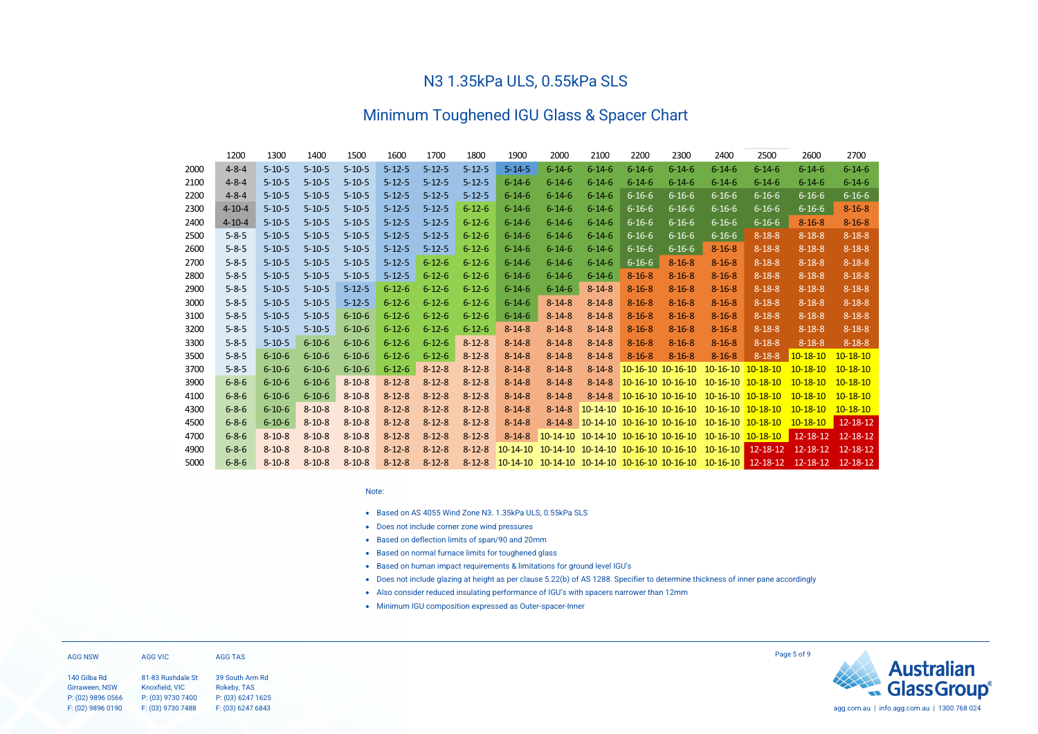# N3 1.35kPa ULS, 0.55kPa SLS

## Minimum Toughened IGU Glass & Spacer Chart

| | 1200 | 1300 | 1400 | 1500 | 1600 | 1700 | 1800 | 1900 | 2000 | 2100 | 2200 | 2300 | 2400 | 2500 | 2600 | 2700 |
|---|---|---|---|---|---|---|---|---|---|---|---|---|---|---|---|---|
| 2000 | 4-8-4 | 5-10-5 | 5-10-5 | 5-10-5 | 5-12-5 | 5-12-5 | 5-12-5 | 5-14-5 | 6-14-6 | 6-14-6 | 6-14-6 | 6-14-6 | 6-14-6 | 6-14-6 | 6-14-6 | 6-14-6 |
| 2100 | 4-8-4 | 5-10-5 | 5-10-5 | 5-10-5 | 5-12-5 | 5-12-5 | 5-12-5 | 6-14-6 | 6-14-6 | 6-14-6 | 6-14-6 | 6-14-6 | 6-14-6 | 6-14-6 | 6-14-6 | 6-14-6 |
| 2200 | 4-8-4 | 5-10-5 | 5-10-5 | 5-10-5 | 5-12-5 | 5-12-5 | 5-12-5 | 6-14-6 | 6-14-6 | 6-14-6 | 6-16-6 | 6-16-6 | 6-16-6 | 6-16-6 | 6-16-6 | 6-16-6 |
| 2300 | 4-10-4 | 5-10-5 | 5-10-5 | 5-10-5 | 5-12-5 | 5-12-5 | 6-12-6 | 6-14-6 | 6-14-6 | 6-14-6 | 6-16-6 | 6-16-6 | 6-16-6 | 6-16-6 | 6-16-6 | 8-16-8 |
| 2400 | 4-10-4 | 5-10-5 | 5-10-5 | 5-10-5 | 5-12-5 | 5-12-5 | 6-12-6 | 6-14-6 | 6-14-6 | 6-14-6 | 6-16-6 | 6-16-6 | 6-16-6 | 6-16-6 | 8-16-8 | 8-16-8 |
| 2500 | 5-8-5 | 5-10-5 | 5-10-5 | 5-10-5 | 5-12-5 | 5-12-5 | 6-12-6 | 6-14-6 | 6-14-6 | 6-14-6 | 6-16-6 | 6-16-6 | 6-16-6 | 8-18-8 | 8-18-8 | 8-18-8 |
| 2600 | 5-8-5 | 5-10-5 | 5-10-5 | 5-10-5 | 5-12-5 | 5-12-5 | 6-12-6 | 6-14-6 | 6-14-6 | 6-14-6 | 6-16-6 | 6-16-6 | 8-16-8 | 8-18-8 | 8-18-8 | 8-18-8 |
| 2700 | 5-8-5 | 5-10-5 | 5-10-5 | 5-10-5 | 5-12-5 | 6-12-6 | 6-12-6 | 6-14-6 | 6-14-6 | 6-14-6 | 6-16-6 | 8-16-8 | 8-16-8 | 8-18-8 | 8-18-8 | 8-18-8 |
| 2800 | 5-8-5 | 5-10-5 | 5-10-5 | 5-10-5 | 5-12-5 | 6-12-6 | 6-12-6 | 6-14-6 | 6-14-6 | 6-14-6 | 8-16-8 | 8-16-8 | 8-16-8 | 8-18-8 | 8-18-8 | 8-18-8 |
| 2900 | 5-8-5 | 5-10-5 | 5-10-5 | 5-12-5 | 6-12-6 | 6-12-6 | 6-12-6 | 6-14-6 | 6-14-6 | 8-14-8 | 8-16-8 | 8-16-8 | 8-16-8 | 8-18-8 | 8-18-8 | 8-18-8 |
| 3000 | 5-8-5 | 5-10-5 | 5-10-5 | 5-12-5 | 6-12-6 | 6-12-6 | 6-12-6 | 6-14-6 | 8-14-8 | 8-14-8 | 8-16-8 | 8-16-8 | 8-16-8 | 8-18-8 | 8-18-8 | 8-18-8 |
| 3100 | 5-8-5 | 5-10-5 | 5-10-5 | 6-10-6 | 6-12-6 | 6-12-6 | 6-12-6 | 6-14-6 | 8-14-8 | 8-14-8 | 8-16-8 | 8-16-8 | 8-16-8 | 8-18-8 | 8-18-8 | 8-18-8 |
| 3200 | 5-8-5 | 5-10-5 | 5-10-5 | 6-10-6 | 6-12-6 | 6-12-6 | 6-12-6 | 8-14-8 | 8-14-8 | 8-14-8 | 8-16-8 | 8-16-8 | 8-16-8 | 8-18-8 | 8-18-8 | 8-18-8 |
| 3300 | 5-8-5 | 5-10-5 | 6-10-6 | 6-10-6 | 6-12-6 | 6-12-6 | 8-12-8 | 8-14-8 | 8-14-8 | 8-14-8 | 8-16-8 | 8-16-8 | 8-16-8 | 8-18-8 | 8-18-8 | 8-18-8 |
| 3500 | 5-8-5 | 6-10-6 | 6-10-6 | 6-10-6 | 6-12-6 | 6-12-6 | 8-12-8 | 8-14-8 | 8-14-8 | 8-14-8 | 8-16-8 | 8-16-8 | 8-16-8 | 8-18-8 | 10-18-10 | 10-18-10 |
| 3700 | 5-8-5 | 6-10-6 | 6-10-6 | 6-10-6 | 6-12-6 | 8-12-8 | 8-12-8 | 8-14-8 | 8-14-8 | 8-14-8 | 10-16-10 | 10-16-10 | 10-16-10 | 10-18-10 | 10-18-10 | 10-18-10 |
| 3900 | 6-8-6 | 6-10-6 | 6-10-6 | 8-10-8 | 8-12-8 | 8-12-8 | 8-12-8 | 8-14-8 | 8-14-8 | 8-14-8 | 10-16-10 | 10-16-10 | 10-16-10 | 10-18-10 | 10-18-10 | 10-18-10 |
| 4100 | 6-8-6 | 6-10-6 | 6-10-6 | 8-10-8 | 8-12-8 | 8-12-8 | 8-12-8 | 8-14-8 | 8-14-8 | 8-14-8 | 10-16-10 | 10-16-10 | 10-16-10 | 10-18-10 | 10-18-10 | 10-18-10 |
| 4300 | 6-8-6 | 6-10-6 | 8-10-8 | 8-10-8 | 8-12-8 | 8-12-8 | 8-12-8 | 8-14-8 | 8-14-8 | 10-14-10 | 10-16-10 | 10-16-10 | 10-16-10 | 10-18-10 | 10-18-10 | 10-18-10 |
| 4500 | 6-8-6 | 6-10-6 | 8-10-8 | 8-10-8 | 8-12-8 | 8-12-8 | 8-12-8 | 8-14-8 | 8-14-8 | 10-14-10 | 10-16-10 | 10-16-10 | 10-16-10 | 10-18-10 | 10-18-10 | 12-18-12 |
| 4700 | 6-8-6 | 8-10-8 | 8-10-8 | 8-10-8 | 8-12-8 | 8-12-8 | 8-12-8 | 8-14-8 | 10-14-10 | 10-14-10 | 10-16-10 | 10-16-10 | 10-16-10 | 10-18-10 | 12-18-12 | 12-18-12 |
| 4900 | 6-8-6 | 8-10-8 | 8-10-8 | 8-10-8 | 8-12-8 | 8-12-8 | 8-12-8 | 10-14-10 | 10-14-10 | 10-14-10 | 10-16-10 | 10-16-10 | 10-16-10 | 12-18-12 | 12-18-12 | 12-18-12 |
| 5000 | 6-8-6 | 8-10-8 | 8-10-8 | 8-10-8 | 8-12-8 | 8-12-8 | 8-12-8 | 10-14-10 | 10-14-10 | 10-14-10 | 10-16-10 | 10-16-10 | 10-16-10 | 12-18-12 | 12-18-12 | 12-18-12 |

Note:

- Based on AS 4055 Wind Zone N3. 1.35kPa ULS, 0.55kPa SLS
- Does not include corner zone wind pressures
- Based on deflection limits of span/90 and 20mm
- Based on normal furnace limits for toughened glass
- Based on human impact requirements & limitations for ground level IGU's
- Does not include glazing at height as per clause 5.22(b) of AS 1288. Specifier to determine thickness of inner pane accordingly
- Also consider reduced insulating performance of IGU's with spacers narrower than 12mm
- Minimum IGU composition expressed as Outer-spacer-Inner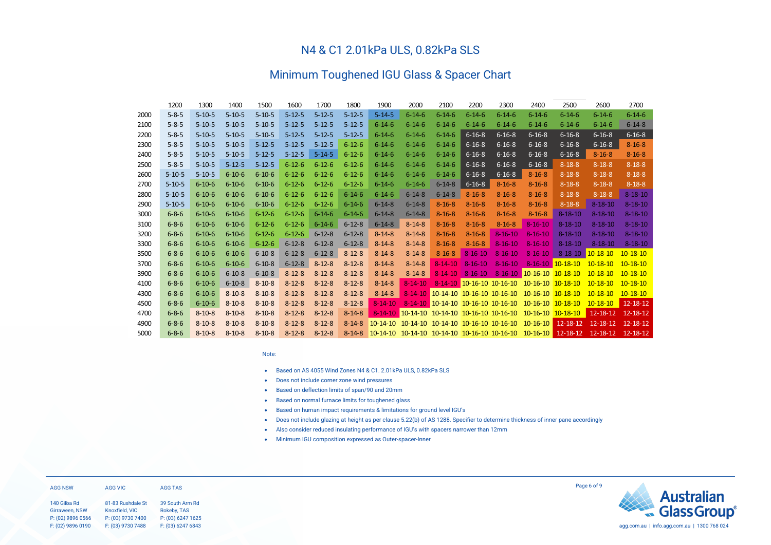# N4 & C1 2.01kPa ULS, 0.82kPa SLS

## Minimum Toughened IGU Glass & Spacer Chart

| | 1200 | 1300 | 1400 | 1500 | 1600 | 1700 | 1800 | 1900 | 2000 | 2100 | 2200 | 2300 | 2400 | 2500 | 2600 | 2700 |
|---|---|---|---|---|---|---|---|---|---|---|---|---|---|---|---|---|
| 2000 | 5-8-5 | 5-10-5 | 5-10-5 | 5-10-5 | 5-12-5 | 5-12-5 | 5-12-5 | 5-14-5 | 6-14-6 | 6-14-6 | 6-14-6 | 6-14-6 | 6-14-6 | 6-14-6 | 6-14-6 | 6-14-6 |
| 2100 | 5-8-5 | 5-10-5 | 5-10-5 | 5-10-5 | 5-12-5 | 5-12-5 | 5-12-5 | 6-14-6 | 6-14-6 | 6-14-6 | 6-14-6 | 6-14-6 | 6-14-6 | 6-14-6 | 6-14-6 | 6-14-8 |
| 2200 | 5-8-5 | 5-10-5 | 5-10-5 | 5-10-5 | 5-12-5 | 5-12-5 | 5-12-5 | 6-14-6 | 6-14-6 | 6-14-6 | 6-16-8 | 6-16-8 | 6-16-8 | 6-16-8 | 6-16-8 | 6-16-8 |
| 2300 | 5-8-5 | 5-10-5 | 5-10-5 | 5-12-5 | 5-12-5 | 5-12-5 | 6-12-6 | 6-14-6 | 6-14-6 | 6-14-6 | 6-16-8 | 6-16-8 | 6-16-8 | 6-16-8 | 6-16-8 | 8-16-8 |
| 2400 | 5-8-5 | 5-10-5 | 5-10-5 | 5-12-5 | 5-12-5 | 5-14-5 | 6-12-6 | 6-14-6 | 6-14-6 | 6-14-6 | 6-16-8 | 6-16-8 | 6-16-8 | 6-16-8 | 8-16-8 | 8-16-8 |
| 2500 | 5-8-5 | 5-10-5 | 5-12-5 | 5-12-5 | 6-12-6 | 6-12-6 | 6-12-6 | 6-14-6 | 6-14-6 | 6-14-6 | 6-16-8 | 6-16-8 | 6-16-8 | 8-18-8 | 8-18-8 | 8-18-8 |
| 2600 | 5-10-5 | 5-10-5 | 6-10-6 | 6-10-6 | 6-12-6 | 6-12-6 | 6-12-6 | 6-14-6 | 6-14-6 | 6-14-6 | 6-16-8 | 6-16-8 | 8-16-8 | 8-18-8 | 8-18-8 | 8-18-8 |
| 2700 | 5-10-5 | 6-10-6 | 6-10-6 | 6-10-6 | 6-12-6 | 6-12-6 | 6-12-6 | 6-14-6 | 6-14-6 | 6-14-8 | 6-16-8 | 8-16-8 | 8-16-8 | 8-18-8 | 8-18-8 | 8-18-8 |
| 2800 | 5-10-5 | 6-10-6 | 6-10-6 | 6-10-6 | 6-12-6 | 6-12-6 | 6-14-6 | 6-14-6 | 6-14-8 | 6-14-8 | 8-16-8 | 8-16-8 | 8-16-8 | 8-18-8 | 8-18-8 | 8-18-10 |
| 2900 | 5-10-5 | 6-10-6 | 6-10-6 | 6-10-6 | 6-12-6 | 6-12-6 | 6-14-6 | 6-14-8 | 6-14-8 | 8-16-8 | 8-16-8 | 8-16-8 | 8-16-8 | 8-18-8 | 8-18-10 | 8-18-10 |
| 3000 | 6-8-6 | 6-10-6 | 6-10-6 | 6-12-6 | 6-12-6 | 6-14-6 | 6-14-6 | 6-14-8 | 6-14-8 | 8-16-8 | 8-16-8 | 8-16-8 | 8-16-8 | 8-18-10 | 8-18-10 | 8-18-10 |
| 3100 | 6-8-6 | 6-10-6 | 6-10-6 | 6-12-6 | 6-12-6 | 6-14-6 | 6-12-8 | 6-14-8 | 8-14-8 | 8-16-8 | 8-16-8 | 8-16-8 | 8-16-10 | 8-18-10 | 8-18-10 | 8-18-10 |
| 3200 | 6-8-6 | 6-10-6 | 6-10-6 | 6-12-6 | 6-12-6 | 6-12-8 | 6-12-8 | 8-14-8 | 8-14-8 | 8-16-8 | 8-16-8 | 8-16-10 | 8-16-10 | 8-18-10 | 8-18-10 | 8-18-10 |
| 3300 | 6-8-6 | 6-10-6 | 6-10-6 | 6-12-6 | 6-12-8 | 6-12-8 | 6-12-8 | 8-14-8 | 8-14-8 | 8-16-8 | 8-16-8 | 8-16-10 | 8-16-10 | 8-18-10 | 8-18-10 | 8-18-10 |
| 3500 | 6-8-6 | 6-10-6 | 6-10-6 | 6-10-8 | 6-12-8 | 6-12-8 | 8-12-8 | 8-14-8 | 8-14-8 | 8-16-8 | 8-16-10 | 8-16-10 | 8-16-10 | 8-18-10 | 10-18-10 | 10-18-10 |
| 3700 | 6-8-6 | 6-10-6 | 6-10-6 | 6-10-8 | 6-12-8 | 8-12-8 | 8-12-8 | 8-14-8 | 8-14-8 | 8-14-10 | 8-16-10 | 8-16-10 | 8-16-10 | 10-18-10 | 10-18-10 | 10-18-10 |
| 3900 | 6-8-6 | 6-10-6 | 6-10-8 | 6-10-8 | 8-12-8 | 8-12-8 | 8-12-8 | 8-14-8 | 8-14-8 | 8-14-10 | 8-16-10 | 8-16-10 | 10-16-10 | 10-18-10 | 10-18-10 | 10-18-10 |
| 4100 | 6-8-6 | 6-10-6 | 6-10-8 | 8-10-8 | 8-12-8 | 8-12-8 | 8-12-8 | 8-14-8 | 8-14-10 | 8-14-10 | 10-16-10 | 10-16-10 | 10-16-10 | 10-18-10 | 10-18-10 | 10-18-10 |
| 4300 | 6-8-6 | 6-10-6 | 8-10-8 | 8-10-8 | 8-12-8 | 8-12-8 | 8-12-8 | 8-14-8 | 8-14-10 | 10-14-10 | 10-16-10 | 10-16-10 | 10-16-10 | 10-18-10 | 10-18-10 | 10-18-10 |
| 4500 | 6-8-6 | 6-10-6 | 8-10-8 | 8-10-8 | 8-12-8 | 8-12-8 | 8-12-8 | 8-14-10 | 8-14-10 | 10-14-10 | 10-16-10 | 10-16-10 | 10-16-10 | 10-18-10 | 10-18-10 | 12-18-12 |
| 4700 | 6-8-6 | 8-10-8 | 8-10-8 | 8-10-8 | 8-12-8 | 8-12-8 | 8-14-8 | 8-14-10 | 10-14-10 | 10-14-10 | 10-16-10 | 10-16-10 | 10-16-10 | 10-18-10 | 12-18-12 | 12-18-12 |
| 4900 | 6-8-6 | 8-10-8 | 8-10-8 | 8-10-8 | 8-12-8 | 8-12-8 | 8-14-8 | 10-14-10 | 10-14-10 | 10-14-10 | 10-16-10 | 10-16-10 | 10-16-10 | 12-18-12 | 12-18-12 | 12-18-12 |
| 5000 | 6-8-6 | 8-10-8 | 8-10-8 | 8-10-8 | 8-12-8 | 8-12-8 | 8-14-8 | 10-14-10 | 10-14-10 | 10-14-10 | 10-16-10 | 10-16-10 | 10-16-10 | 12-18-12 | 12-18-12 | 12-18-12 |

Note:

- Based on AS 4055 Wind Zones N4 & C1. 2.01kPa ULS, 0.82kPa SLS
- Does not include corner zone wind pressures
- Based on deflection limits of span/90 and 20mm
- Based on normal furnace limits for toughened glass
- Based on human impact requirements & limitations for ground level IGU's
- Does not include glazing at height as per clause 5.22(b) of AS 1288. Specifier to determine thickness of inner pane accordingly
- Also consider reduced insulating performance of IGU's with spacers narrower than 12mm
- Minimum IGU composition expressed as Outer-spacer-Inner

AGG NSW
140 Gilba Rd
Girraween, NSW
P: (02) 9896 0566
F: (02) 9896 0190

AGG VIC
81-83 Rushdale St
Knoxfield, VIC
P: (03) 9730 7400
F: (03) 9730 7488

AGG TAS
39 South Arm Rd
Rokeby, TAS
P: (03) 6247 1625
F: (03) 6247 6843

Australian Glass Group®
agg.com.au | info.agg.com.au | 1300 768 024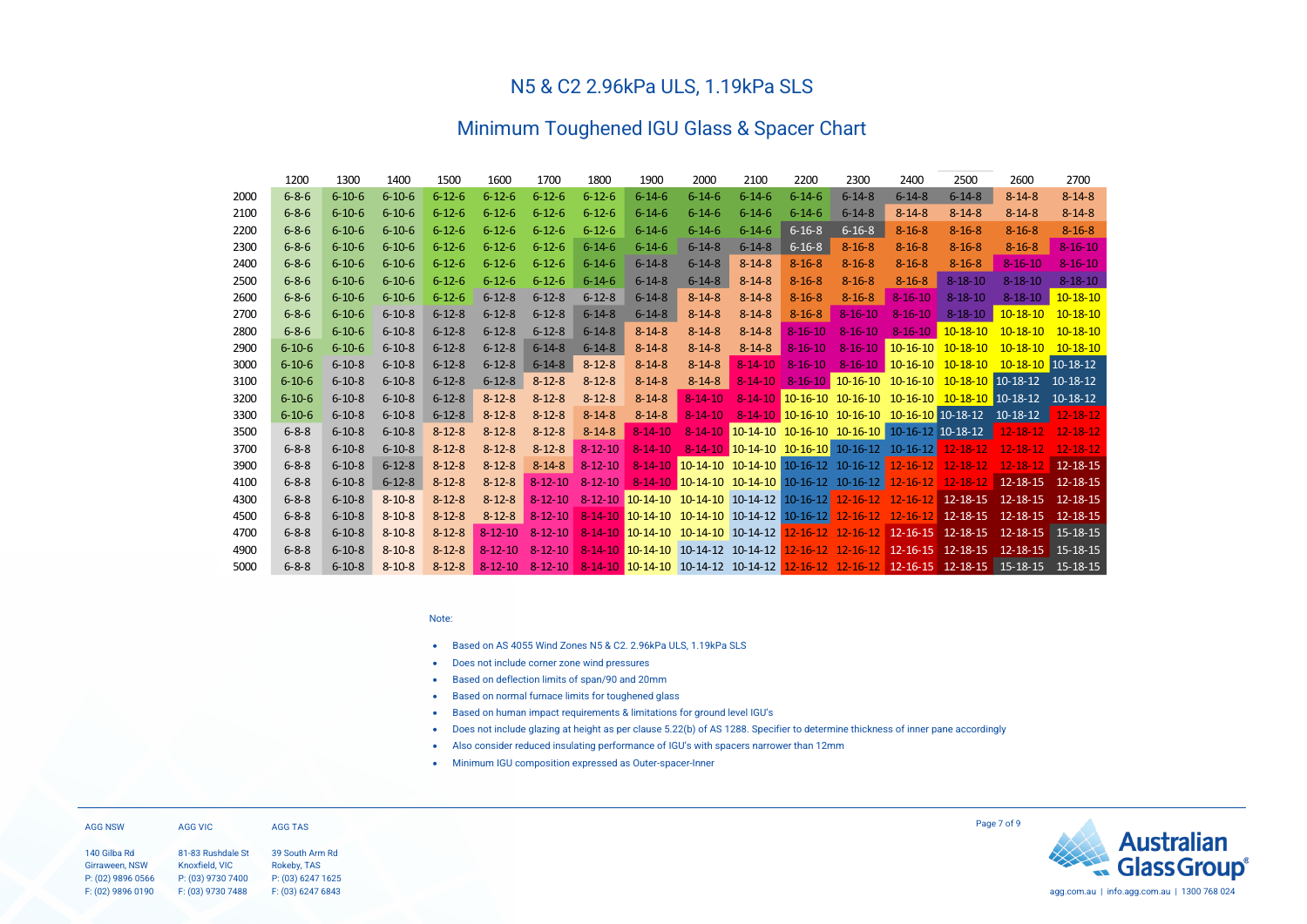# N5 & C2 2.96kPa ULS, 1.19kPa SLS

## Minimum Toughened IGU Glass & Spacer Chart

| | 1200 | 1300 | 1400 | 1500 | 1600 | 1700 | 1800 | 1900 | 2000 | 2100 | 2200 | 2300 | 2400 | 2500 | 2600 | 2700 |
|---|---|---|---|---|---|---|---|---|---|---|---|---|---|---|---|---|
| 2000 | 6-8-6 | 6-10-6 | 6-10-6 | 6-12-6 | 6-12-6 | 6-12-6 | 6-12-6 | 6-14-6 | 6-14-6 | 6-14-6 | 6-14-6 | 6-14-8 | 6-14-8 | 6-14-8 | 8-14-8 | 8-14-8 |
| 2100 | 6-8-6 | 6-10-6 | 6-10-6 | 6-12-6 | 6-12-6 | 6-12-6 | 6-12-6 | 6-14-6 | 6-14-6 | 6-14-6 | 6-14-6 | 6-14-8 | 8-14-8 | 8-14-8 | 8-14-8 | 8-14-8 |
| 2200 | 6-8-6 | 6-10-6 | 6-10-6 | 6-12-6 | 6-12-6 | 6-12-6 | 6-12-6 | 6-14-6 | 6-14-6 | 6-14-6 | 6-16-8 | 6-16-8 | 8-16-8 | 8-16-8 | 8-16-8 | 8-16-8 |
| 2300 | 6-8-6 | 6-10-6 | 6-10-6 | 6-12-6 | 6-12-6 | 6-12-6 | 6-14-6 | 6-14-6 | 6-14-8 | 6-14-8 | 6-16-8 | 8-16-8 | 8-16-8 | 8-16-8 | 8-16-8 | 8-16-10 |
| 2400 | 6-8-6 | 6-10-6 | 6-10-6 | 6-12-6 | 6-12-6 | 6-12-6 | 6-14-6 | 6-14-8 | 6-14-8 | 8-14-8 | 8-16-8 | 8-16-8 | 8-16-8 | 8-16-8 | 8-16-10 | 8-16-10 |
| 2500 | 6-8-6 | 6-10-6 | 6-10-6 | 6-12-6 | 6-12-6 | 6-12-6 | 6-14-6 | 6-14-8 | 6-14-8 | 8-14-8 | 8-16-8 | 8-16-8 | 8-16-8 | 8-18-10 | 8-18-10 | 8-18-10 |
| 2600 | 6-8-6 | 6-10-6 | 6-10-6 | 6-12-6 | 6-12-8 | 6-12-8 | 6-12-8 | 6-14-8 | 8-14-8 | 8-14-8 | 8-16-8 | 8-16-8 | 8-16-10 | 8-18-10 | 8-18-10 | 10-18-10 |
| 2700 | 6-8-6 | 6-10-6 | 6-10-8 | 6-12-8 | 6-12-8 | 6-12-8 | 6-14-8 | 6-14-8 | 8-14-8 | 8-14-8 | 8-16-8 | 8-16-10 | 8-16-10 | 8-18-10 | 10-18-10 | 10-18-10 |
| 2800 | 6-8-6 | 6-10-6 | 6-10-8 | 6-12-8 | 6-12-8 | 6-12-8 | 6-14-8 | 8-14-8 | 8-14-8 | 8-14-8 | 8-16-10 | 8-16-10 | 8-16-10 | 10-18-10 | 10-18-10 | 10-18-10 |
| 2900 | 6-10-6 | 6-10-6 | 6-10-8 | 6-12-8 | 6-12-8 | 6-14-8 | 6-14-8 | 8-14-8 | 8-14-8 | 8-14-8 | 8-16-10 | 8-16-10 | 10-16-10 | 10-18-10 | 10-18-10 | 10-18-10 |
| 3000 | 6-10-6 | 6-10-8 | 6-10-8 | 6-12-8 | 6-12-8 | 6-14-8 | 8-12-8 | 8-14-8 | 8-14-8 | 8-14-10 | 8-16-10 | 8-16-10 | 10-16-10 | 10-18-10 | 10-18-10 | 10-18-12 |
| 3100 | 6-10-6 | 6-10-8 | 6-10-8 | 6-12-8 | 6-12-8 | 8-12-8 | 8-12-8 | 8-14-8 | 8-14-8 | 8-14-10 | 8-16-10 | 10-16-10 | 10-16-10 | 10-18-10 | 10-18-12 | 10-18-12 |
| 3200 | 6-10-6 | 6-10-8 | 6-10-8 | 6-12-8 | 8-12-8 | 8-12-8 | 8-12-8 | 8-14-8 | 8-14-8 | 8-14-10 | 10-16-10 | 10-16-10 | 10-16-10 | 10-18-10 | 10-18-12 | 10-18-12 |
| 3300 | 6-10-6 | 6-10-8 | 6-10-8 | 6-12-8 | 8-12-8 | 8-12-8 | 8-14-8 | 8-14-8 | 8-14-10 | 8-14-10 | 10-16-10 | 10-16-10 | 10-16-10 | 10-18-12 | 10-18-12 | 12-18-12 |
| 3500 | 6-8-8 | 6-10-8 | 6-10-8 | 8-12-8 | 8-12-8 | 8-12-8 | 8-14-8 | 8-14-10 | 8-14-10 | 10-14-10 | 10-16-10 | 10-16-10 | 10-16-12 | 10-18-12 | 12-18-12 | 12-18-12 |
| 3700 | 6-8-8 | 6-10-8 | 6-10-8 | 8-12-8 | 8-12-8 | 8-12-8 | 8-12-10 | 8-14-10 | 8-14-10 | 10-14-10 | 10-16-10 | 10-16-12 | 10-16-12 | 12-18-12 | 12-18-12 | 12-18-12 |
| 3900 | 6-8-8 | 6-10-8 | 6-12-8 | 8-12-8 | 8-12-8 | 8-14-8 | 8-12-10 | 8-14-10 | 10-14-10 | 10-14-10 | 10-16-12 | 10-16-12 | 12-16-12 | 12-18-12 | 12-18-12 | 12-18-15 |
| 4100 | 6-8-8 | 6-10-8 | 6-12-8 | 8-12-8 | 8-12-8 | 8-12-10 | 8-12-10 | 8-14-10 | 10-14-10 | 10-14-10 | 10-16-12 | 10-16-12 | 12-16-12 | 12-18-12 | 12-18-15 | 12-18-15 |
| 4300 | 6-8-8 | 6-10-8 | 8-10-8 | 8-12-8 | 8-12-8 | 8-12-10 | 8-12-10 | 10-14-10 | 10-14-10 | 10-14-12 | 10-16-12 | 12-16-12 | 12-16-12 | 12-18-15 | 12-18-15 | 12-18-15 |
| 4500 | 6-8-8 | 6-10-8 | 8-10-8 | 8-12-8 | 8-12-8 | 8-12-10 | 8-14-10 | 10-14-10 | 10-14-10 | 10-14-12 | 10-16-12 | 12-16-12 | 12-16-12 | 12-18-15 | 12-18-15 | 12-18-15 |
| 4700 | 6-8-8 | 6-10-8 | 8-10-8 | 8-12-8 | 8-12-10 | 8-12-10 | 8-14-10 | 10-14-10 | 10-14-10 | 10-14-12 | 12-16-12 | 12-16-12 | 12-16-15 | 12-18-15 | 12-18-15 | 15-18-15 |
| 4900 | 6-8-8 | 6-10-8 | 8-10-8 | 8-12-8 | 8-12-10 | 8-12-10 | 8-14-10 | 10-14-10 | 10-14-12 | 10-14-12 | 12-16-12 | 12-16-12 | 12-16-15 | 12-18-15 | 12-18-15 | 15-18-15 |
| 5000 | 6-8-8 | 6-10-8 | 8-10-8 | 8-12-8 | 8-12-10 | 8-12-10 | 8-14-10 | 10-14-10 | 10-14-12 | 10-14-12 | 12-16-12 | 12-16-12 | 12-16-15 | 12-18-15 | 15-18-15 | 15-18-15 |

Note:

- Based on AS 4055 Wind Zones N5 & C2. 2.96kPa ULS, 1.19kPa SLS
- Does not include corner zone wind pressures
- Based on deflection limits of span/90 and 20mm
- Based on normal furnace limits for toughened glass
- Based on human impact requirements & limitations for ground level IGU's
- Does not include glazing at height as per clause 5.22(b) of AS 1288. Specifier to determine thickness of inner pane accordingly
- Also consider reduced insulating performance of IGU's with spacers narrower than 12mm
- Minimum IGU composition expressed as Outer-spacer-Inner

AGG NSW
140 Gilba Rd
Girraween, NSW
P: (02) 9896 0566
F: (02) 9896 0190

AGG VIC
81-83 Rushdale St
Knoxfield, VIC
P: (03) 9730 7400
F: (03) 9730 7488

AGG TAS
39 South Arm Rd
Rokeby, TAS
P: (03) 6247 1625
F: (03) 6247 6843

Australian Glass Group®

agg.com.au | info.agg.com.au | 1300 768 024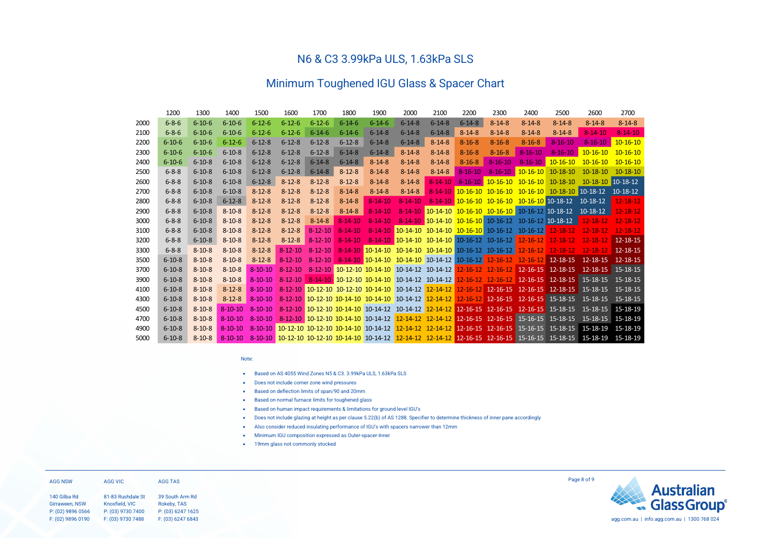# N6 & C3 3.99kPa ULS, 1.63kPa SLS

## Minimum Toughened IGU Glass & Spacer Chart

| | 1200 | 1300 | 1400 | 1500 | 1600 | 1700 | 1800 | 1900 | 2000 | 2100 | 2200 | 2300 | 2400 | 2500 | 2600 | 2700 |
|---|---|---|---|---|---|---|---|---|---|---|---|---|---|---|---|---|
| 2000 | 6-8-6 | 6-10-6 | 6-10-6 | 6-12-6 | 6-12-6 | 6-12-6 | 6-14-6 | 6-14-6 | 6-14-8 | 6-14-8 | 6-14-8 | 8-14-8 | 8-14-8 | 8-14-8 | 8-14-8 | 8-14-8 |
| 2100 | 6-8-6 | 6-10-6 | 6-10-6 | 6-12-6 | 6-12-6 | 6-14-6 | 6-14-6 | 6-14-8 | 6-14-8 | 6-14-8 | 8-14-8 | 8-14-8 | 8-14-8 | 8-14-8 | 8-14-10 | 8-14-10 |
| 2200 | 6-10-6 | 6-10-6 | 6-12-6 | 6-12-8 | 6-12-8 | 6-12-8 | 6-12-8 | 6-14-8 | 6-14-8 | 8-14-8 | 8-16-8 | 8-16-8 | 8-16-8 | 8-16-10 | 8-16-10 | 10-16-10 |
| 2300 | 6-10-6 | 6-10-6 | 6-10-8 | 6-12-8 | 6-12-8 | 6-12-8 | 6-14-8 | 6-14-8 | 8-14-8 | 8-14-8 | 8-16-8 | 8-16-8 | 8-16-10 | 8-16-10 | 10-16-10 | 10-16-10 |
| 2400 | 6-10-6 | 6-10-8 | 6-10-8 | 6-12-8 | 6-12-8 | 6-14-8 | 6-14-8 | 8-14-8 | 8-14-8 | 8-14-8 | 8-16-8 | 8-16-10 | 8-16-10 | 10-16-10 | 10-16-10 | 10-16-10 |
| 2500 | 6-8-8 | 6-10-8 | 6-10-8 | 6-12-8 | 6-12-8 | 6-14-8 | 8-12-8 | 8-14-8 | 8-14-8 | 8-14-8 | 8-16-10 | 8-16-10 | 10-16-10 | 10-18-10 | 10-18-10 | 10-18-10 |
| 2600 | 6-8-8 | 6-10-8 | 6-10-8 | 6-12-8 | 8-12-8 | 8-12-8 | 8-12-8 | 8-14-8 | 8-14-8 | 8-14-10 | 8-16-10 | 10-16-10 | 10-16-10 | 10-18-10 | 10-18-10 | 10-18-12 |
| 2700 | 6-8-8 | 6-10-8 | 6-10-8 | 8-12-8 | 8-12-8 | 8-12-8 | 8-14-8 | 8-14-8 | 8-14-8 | 8-14-10 | 10-16-10 | 10-16-10 | 10-16-10 | 10-18-10 | 10-18-12 | 10-18-12 |
| 2800 | 6-8-8 | 6-10-8 | 6-12-8 | 8-12-8 | 8-12-8 | 8-12-8 | 8-14-8 | 8-14-10 | 8-14-10 | 8-14-10 | 10-16-10 | 10-16-10 | 10-16-10 | 10-18-12 | 10-18-12 | 12-18-12 |
| 2900 | 6-8-8 | 6-10-8 | 8-10-8 | 8-12-8 | 8-12-8 | 8-12-8 | 8-14-8 | 8-14-10 | 8-14-10 | 10-14-10 | 10-16-10 | 10-16-10 | 10-16-12 | 10-18-12 | 10-18-12 | 12-18-12 |
| 3000 | 6-8-8 | 6-10-8 | 8-10-8 | 8-12-8 | 8-12-8 | 8-14-8 | 8-14-10 | 8-14-10 | 8-14-10 | 10-14-10 | 10-16-10 | 10-16-12 | 10-16-12 | 10-18-12 | 12-18-12 | 12-18-12 |
| 3100 | 6-8-8 | 6-10-8 | 8-10-8 | 8-12-8 | 8-12-8 | 8-12-10 | 8-14-10 | 8-14-10 | 10-14-10 | 10-14-10 | 10-16-10 | 10-16-12 | 10-16-12 | 12-18-12 | 12-18-12 | 12-18-12 |
| 3200 | 6-8-8 | 6-10-8 | 8-10-8 | 8-12-8 | 8-12-8 | 8-12-10 | 8-14-10 | 8-14-10 | 10-14-10 | 10-14-10 | 10-16-12 | 10-16-12 | 12-16-12 | 12-18-12 | 12-18-12 | 12-18-15 |
| 3300 | 6-8-8 | 8-10-8 | 8-10-8 | 8-12-8 | 8-12-10 | 8-12-10 | 8-14-10 | 10-14-10 | 10-14-10 | 10-14-10 | 10-16-12 | 10-16-12 | 12-16-12 | 12-18-12 | 12-18-12 | 12-18-15 |
| 3500 | 6-10-8 | 8-10-8 | 8-10-8 | 8-12-8 | 8-12-10 | 8-12-10 | 8-14-10 | 10-14-10 | 10-14-10 | 10-14-12 | 10-16-12 | 12-16-12 | 12-16-12 | 12-18-15 | 12-18-15 | 12-18-15 |
| 3700 | 6-10-8 | 8-10-8 | 8-10-8 | 8-10-10 | 8-12-10 | 8-12-10 | 10-12-10 | 10-14-10 | 10-14-12 | 10-14-12 | 12-16-12 | 12-16-12 | 12-16-15 | 12-18-15 | 12-18-15 | 15-18-15 |
| 3900 | 6-10-8 | 8-10-8 | 8-10-8 | 8-10-10 | 8-12-10 | 8-14-10 | 10-12-10 | 10-14-10 | 10-14-12 | 10-14-12 | 12-16-12 | 12-16-12 | 12-16-15 | 12-18-15 | 15-18-15 | 15-18-15 |
| 4100 | 6-10-8 | 8-10-8 | 8-12-8 | 8-10-10 | 8-12-10 | 10-12-10 | 10-12-10 | 10-14-10 | 10-14-12 | 12-14-12 | 12-16-12 | 12-16-15 | 12-16-15 | 12-18-15 | 15-18-15 | 15-18-15 |
| 4300 | 6-10-8 | 8-10-8 | 8-12-8 | 8-10-10 | 8-12-10 | 10-12-10 | 10-14-10 | 10-14-10 | 10-14-12 | 12-14-12 | 12-16-12 | 12-16-15 | 12-16-15 | 15-18-15 | 15-18-15 | 15-18-15 |
| 4500 | 6-10-8 | 8-10-8 | 8-10-10 | 8-10-10 | 8-12-10 | 10-12-10 | 10-14-10 | 10-14-12 | 10-14-12 | 12-14-12 | 12-16-15 | 12-16-15 | 12-16-15 | 15-18-15 | 15-18-15 | 15-18-19 |
| 4700 | 6-10-8 | 8-10-8 | 8-10-10 | 8-10-10 | 8-12-10 | 10-12-10 | 10-14-10 | 10-14-12 | 12-14-12 | 12-14-12 | 12-16-15 | 12-16-15 | 15-16-15 | 15-18-15 | 15-18-15 | 15-18-19 |
| 4900 | 6-10-8 | 8-10-8 | 8-10-10 | 8-10-10 | 10-12-10 | 10-12-10 | 10-14-10 | 10-14-12 | 12-14-12 | 12-14-12 | 12-16-15 | 12-16-15 | 15-16-15 | 15-18-15 | 15-18-19 | 15-18-19 |
| 5000 | 6-10-8 | 8-10-8 | 8-10-10 | 8-10-10 | 10-12-10 | 10-12-10 | 10-14-10 | 10-14-12 | 12-14-12 | 12-14-12 | 12-16-15 | 12-16-15 | 15-16-15 | 15-18-15 | 15-18-19 | 15-18-19 |

Note:

- Based on AS 4055 Wind Zones N5 & C3. 3.99kPa ULS, 1.63kPa SLS
- Does not include corner zone wind pressures
- Based on deflection limits of span/90 and 20mm
- Based on normal furnace limits for toughened glass
- Based on human impact requirements & limitations for ground level IGU's
- Does not include glazing at height as per clause 5.22(b) of AS 1288. Specifier to determine thickness of inner pane accordingly
- Also consider reduced insulating performance of IGU's with spacers narrower than 12mm
- Minimum IGU composition expressed as Outer-spacer-Inner
- 19mm glass not commonly stocked

AGG NSW
140 Gilba Rd
Girraween, NSW
P: (02) 9896 0566
F: (02) 9896 0190

AGG VIC
81-83 Rushdale St
Knoxfield, VIC
P: (03) 9730 7400
F: (03) 9730 7488

AGG TAS
39 South Arm Rd
Rokeby, TAS
P: (03) 6247 1625
F: (03) 6247 6843

Australian Glass Group
agg.com.au | info.agg.com.au | 1300 768 024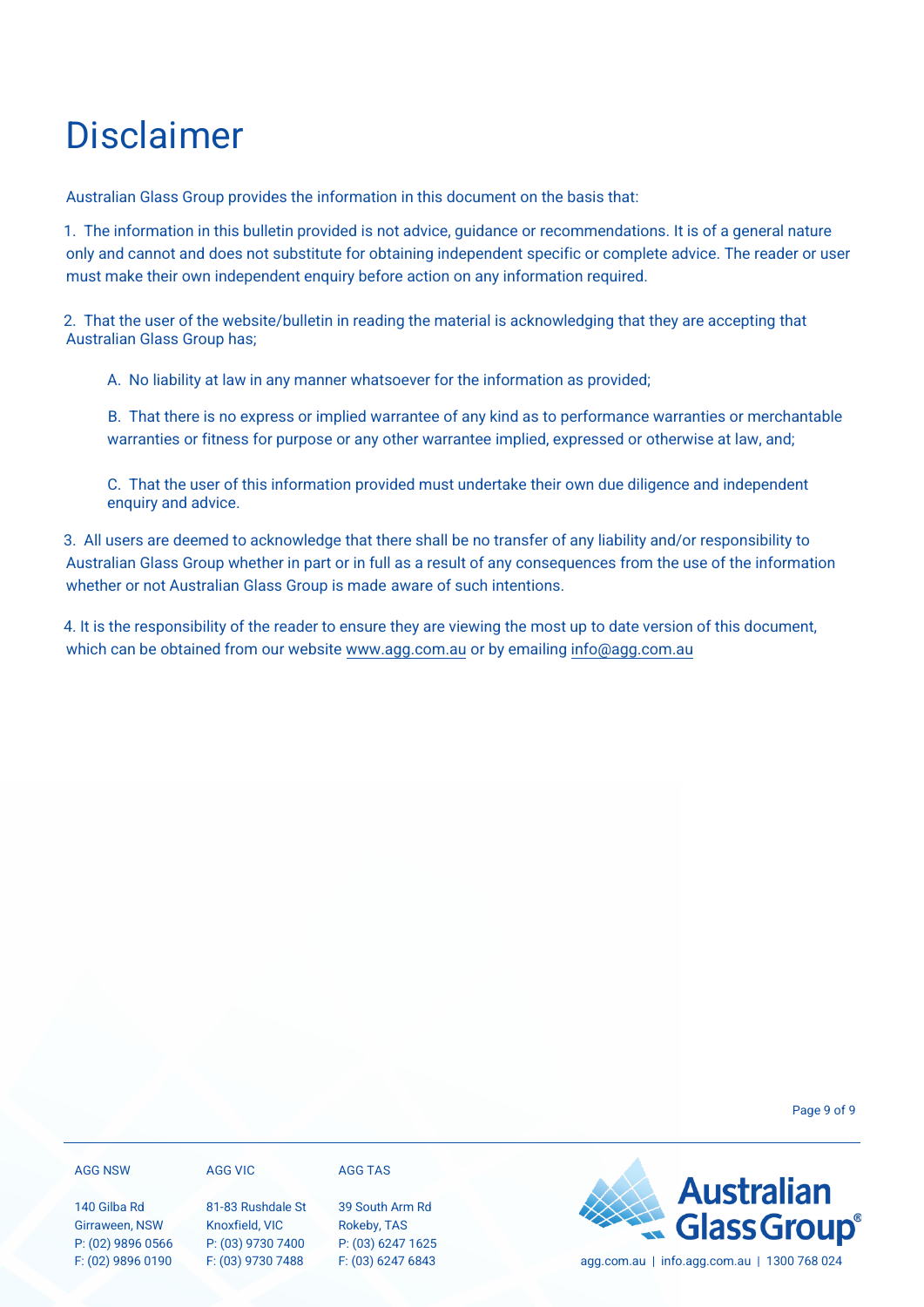# Disclaimer

Australian Glass Group provides the information in this document on the basis that:

1. The information in this bulletin provided is not advice, guidance or recommendations. It is of a general nature only and cannot and does not substitute for obtaining independent specific or complete advice. The reader or user must make their own independent enquiry before action on any information required.

2. That the user of the website/bulletin in reading the material is acknowledging that they are accepting that Australian Glass Group has;

   A. No liability at law in any manner whatsoever for the information as provided;

   B. That there is no express or implied warrantee of any kind as to performance warranties or merchantable warranties or fitness for purpose or any other warrantee implied, expressed or otherwise at law, and;

   C. That the user of this information provided must undertake their own due diligence and independent enquiry and advice.

3. All users are deemed to acknowledge that there shall be no transfer of any liability and/or responsibility to Australian Glass Group whether in part or in full as a result of any consequences from the use of the information whether or not Australian Glass Group is made aware of such intentions.

4. It is the responsibility of the reader to ensure they are viewing the most up to date version of this document, which can be obtained from our website www.agg.com.au or by emailing info@agg.com.au

AGG NSW
140 Gilba Rd
Girraween, NSW
P: (02) 9896 0566
F: (02) 9896 0190

AGG VIC
81-83 Rushdale St
Knoxfield, VIC
P: (03) 9730 7400
F: (03) 9730 7488

AGG TAS
39 South Arm Rd
Rokeby, TAS
P: (03) 6247 1625
F: (03) 6247 6843

Australian Glass Group®
agg.com.au | info.agg.com.au | 1300 768 024